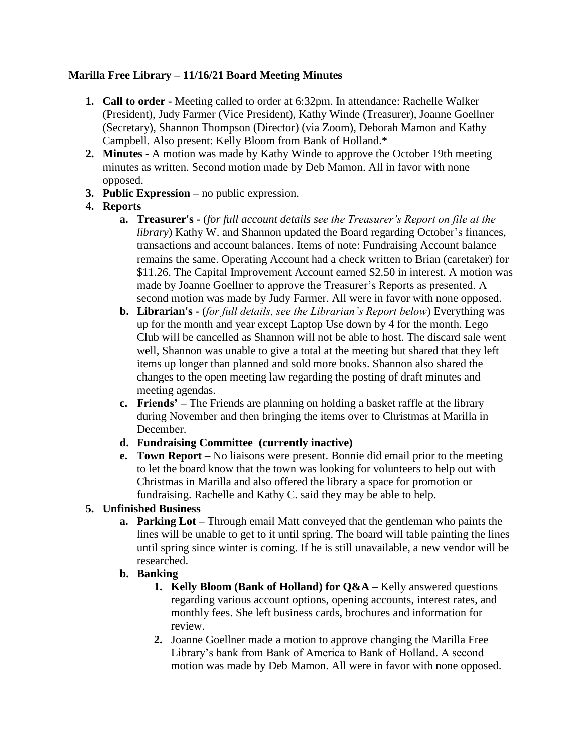**Marilla Free Library – 11/16/21 Board Meeting Minutes**

1. **Call to order -** Meeting called to order at 6:32pm. In attendance: Rachelle Walker (President), Judy Farmer (Vice President), Kathy Winde (Treasurer), Joanne Goellner (Secretary), Shannon Thompson (Director) (via Zoom), Deborah Mamon and Kathy Campbell. Also present: Kelly Bloom from Bank of Holland.*
2. **Minutes -** A motion was made by Kathy Winde to approve the October 19th meeting minutes as written. Second motion made by Deb Mamon. All in favor with none opposed.
3. **Public Expression –** no public expression.
4. **Reports**
   a. **Treasurer's -** (*for full account details see the Treasurer's Report on file at the library*) Kathy W. and Shannon updated the Board regarding October's finances, transactions and account balances. Items of note: Fundraising Account balance remains the same. Operating Account had a check written to Brian (caretaker) for $11.26. The Capital Improvement Account earned $2.50 in interest. A motion was made by Joanne Goellner to approve the Treasurer's Reports as presented. A second motion was made by Judy Farmer. All were in favor with none opposed.
   b. **Librarian's -** (*for full details, see the Librarian's Report below*) Everything was up for the month and year except Laptop Use down by 4 for the month. Lego Club will be cancelled as Shannon will not be able to host. The discard sale went well, Shannon was unable to give a total at the meeting but shared that they left items up longer than planned and sold more books. Shannon also shared the changes to the open meeting law regarding the posting of draft minutes and meeting agendas.
   c. **Friends' –** The Friends are planning on holding a basket raffle at the library during November and then bringing the items over to Christmas at Marilla in December.
   d. ~~**Fundraising Committee**~~ **(currently inactive)**
   e. **Town Report –** No liaisons were present. Bonnie did email prior to the meeting to let the board know that the town was looking for volunteers to help out with Christmas in Marilla and also offered the library a space for promotion or fundraising. Rachelle and Kathy C. said they may be able to help.
5. **Unfinished Business**
   a. **Parking Lot –** Through email Matt conveyed that the gentleman who paints the lines will be unable to get to it until spring. The board will table painting the lines until spring since winter is coming. If he is still unavailable, a new vendor will be researched.
   b. **Banking**
      1. **Kelly Bloom (Bank of Holland) for Q&A –** Kelly answered questions regarding various account options, opening accounts, interest rates, and monthly fees. She left business cards, brochures and information for review.
      2. Joanne Goellner made a motion to approve changing the Marilla Free Library's bank from Bank of America to Bank of Holland. A second motion was made by Deb Mamon. All were in favor with none opposed.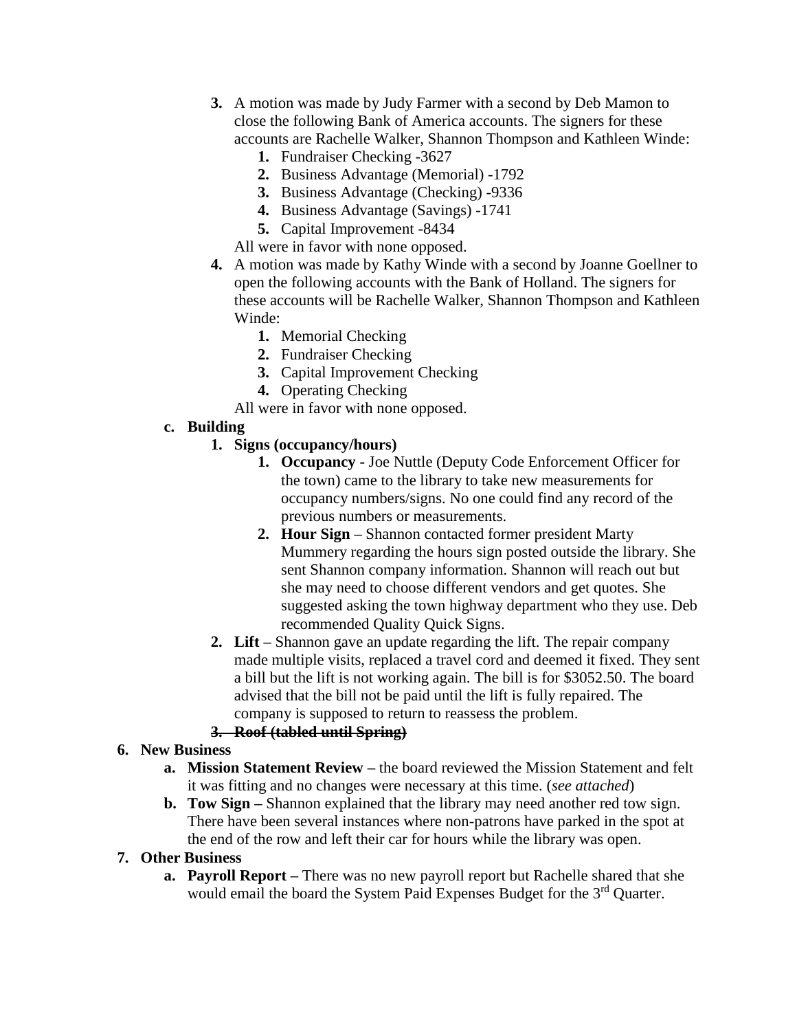3. A motion was made by Judy Farmer with a second by Deb Mamon to close the following Bank of America accounts. The signers for these accounts are Rachelle Walker, Shannon Thompson and Kathleen Winde:
    1. Fundraiser Checking -3627
    2. Business Advantage (Memorial) -1792
    3. Business Advantage (Checking) -9336
    4. Business Advantage (Savings) -1741
    5. Capital Improvement -8434

    All were in favor with none opposed.
4. A motion was made by Kathy Winde with a second by Joanne Goellner to open the following accounts with the Bank of Holland. The signers for these accounts will be Rachelle Walker, Shannon Thompson and Kathleen Winde:
    1. Memorial Checking
    2. Fundraiser Checking
    3. Capital Improvement Checking
    4. Operating Checking

    All were in favor with none opposed.

**c. Building**

1. **Signs (occupancy/hours)**
    1. **Occupancy -** Joe Nuttle (Deputy Code Enforcement Officer for the town) came to the library to take new measurements for occupancy numbers/signs. No one could find any record of the previous numbers or measurements.
    2. **Hour Sign –** Shannon contacted former president Marty Mummery regarding the hours sign posted outside the library. She sent Shannon company information. Shannon will reach out but she may need to choose different vendors and get quotes. She suggested asking the town highway department who they use. Deb recommended Quality Quick Signs.
2. **Lift –** Shannon gave an update regarding the lift. The repair company made multiple visits, replaced a travel cord and deemed it fixed. They sent a bill but the lift is not working again. The bill is for $3052.50. The board advised that the bill not be paid until the lift is fully repaired. The company is supposed to return to reassess the problem.
3. ~~**Roof (tabled until Spring)**~~

**6. New Business**

a. **Mission Statement Review –** the board reviewed the Mission Statement and felt it was fitting and no changes were necessary at this time. (*see attached*)

b. **Tow Sign –** Shannon explained that the library may need another red tow sign. There have been several instances where non-patrons have parked in the spot at the end of the row and left their car for hours while the library was open.

**7. Other Business**

a. **Payroll Report –** There was no new payroll report but Rachelle shared that she would email the board the System Paid Expenses Budget for the 3rd Quarter.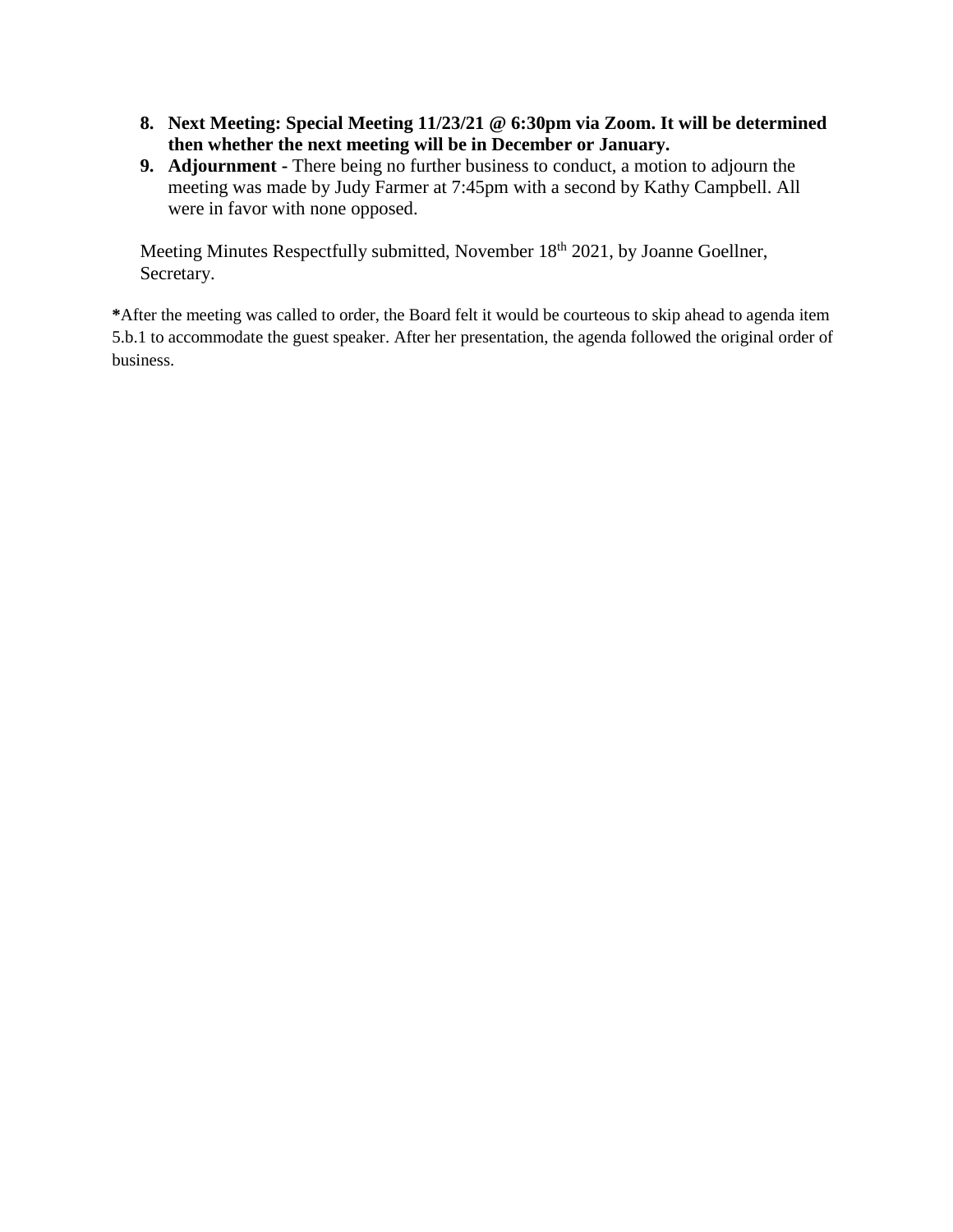8. **Next Meeting: Special Meeting 11/23/21 @ 6:30pm via Zoom. It will be determined then whether the next meeting will be in December or January.**
9. **Adjournment -** There being no further business to conduct, a motion to adjourn the meeting was made by Judy Farmer at 7:45pm with a second by Kathy Campbell. All were in favor with none opposed.

Meeting Minutes Respectfully submitted, November 18th 2021, by Joanne Goellner, Secretary.

**\***After the meeting was called to order, the Board felt it would be courteous to skip ahead to agenda item 5.b.1 to accommodate the guest speaker. After her presentation, the agenda followed the original order of business.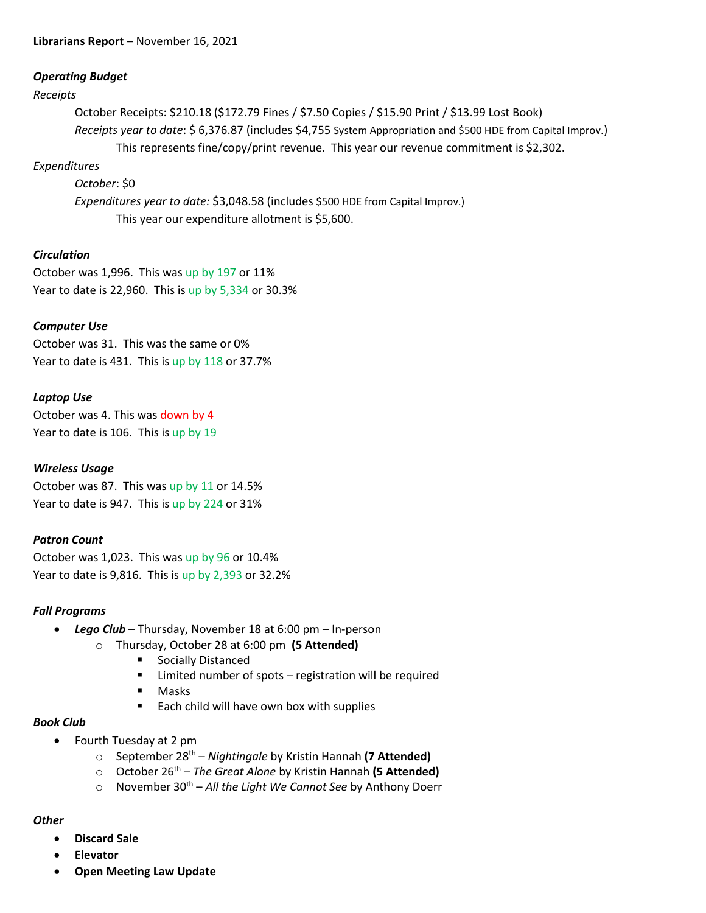**Librarians Report –** November 16, 2021

***Operating Budget***

*Receipts*

October Receipts: $210.18 ($172.79 Fines / $7.50 Copies / $15.90 Print / $13.99 Lost Book)

*Receipts year to date*: $ 6,376.87 (includes $4,755 System Appropriation and $500 HDE from Capital Improv.)

This represents fine/copy/print revenue. This year our revenue commitment is $2,302.

*Expenditures*

*October*: $0

*Expenditures year to date:* $3,048.58 (includes $500 HDE from Capital Improv.)

This year our expenditure allotment is $5,600.

***Circulation***

October was 1,996. This was up by 197 or 11%

Year to date is 22,960. This is up by 5,334 or 30.3%

***Computer Use***

October was 31. This was the same or 0%

Year to date is 431. This is up by 118 or 37.7%

***Laptop Use***

October was 4. This was down by 4

Year to date is 106. This is up by 19

***Wireless Usage***

October was 87. This was up by 11 or 14.5%

Year to date is 947. This is up by 224 or 31%

***Patron Count***

October was 1,023. This was up by 96 or 10.4%

Year to date is 9,816. This is up by 2,393 or 32.2%

***Fall Programs***

- ***Lego Club*** – Thursday, November 18 at 6:00 pm – In-person
  - Thursday, October 28 at 6:00 pm **(5 Attended)**
    - Socially Distanced
    - Limited number of spots – registration will be required
    - Masks
    - Each child will have own box with supplies

***Book Club***

- Fourth Tuesday at 2 pm
  - September 28th – *Nightingale* by Kristin Hannah **(7 Attended)**
  - October 26th – *The Great Alone* by Kristin Hannah **(5 Attended)**
  - November 30th – *All the Light We Cannot See* by Anthony Doerr

***Other***

- **Discard Sale**
- **Elevator**
- **Open Meeting Law Update**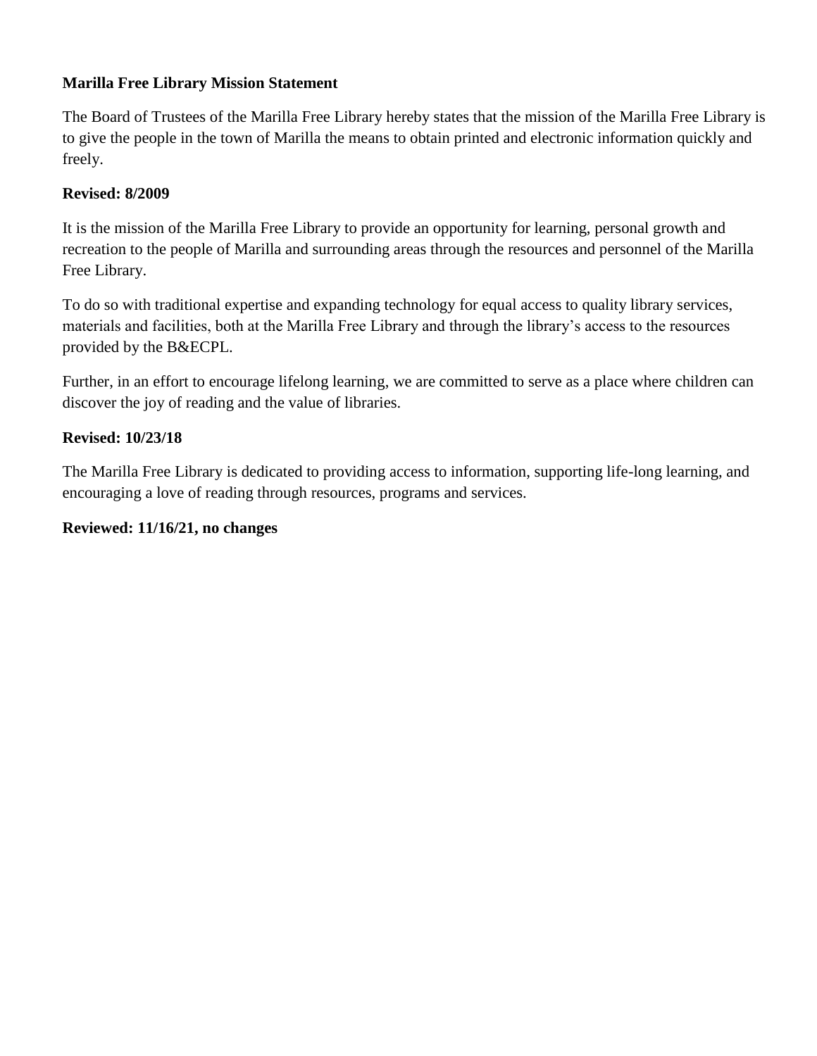**Marilla Free Library Mission Statement**

The Board of Trustees of the Marilla Free Library hereby states that the mission of the Marilla Free Library is to give the people in the town of Marilla the means to obtain printed and electronic information quickly and freely.

**Revised: 8/2009**

It is the mission of the Marilla Free Library to provide an opportunity for learning, personal growth and recreation to the people of Marilla and surrounding areas through the resources and personnel of the Marilla Free Library.

To do so with traditional expertise and expanding technology for equal access to quality library services, materials and facilities, both at the Marilla Free Library and through the library's access to the resources provided by the B&ECPL.

Further, in an effort to encourage lifelong learning, we are committed to serve as a place where children can discover the joy of reading and the value of libraries.

**Revised: 10/23/18**

The Marilla Free Library is dedicated to providing access to information, supporting life-long learning, and encouraging a love of reading through resources, programs and services.

**Reviewed: 11/16/21, no changes**